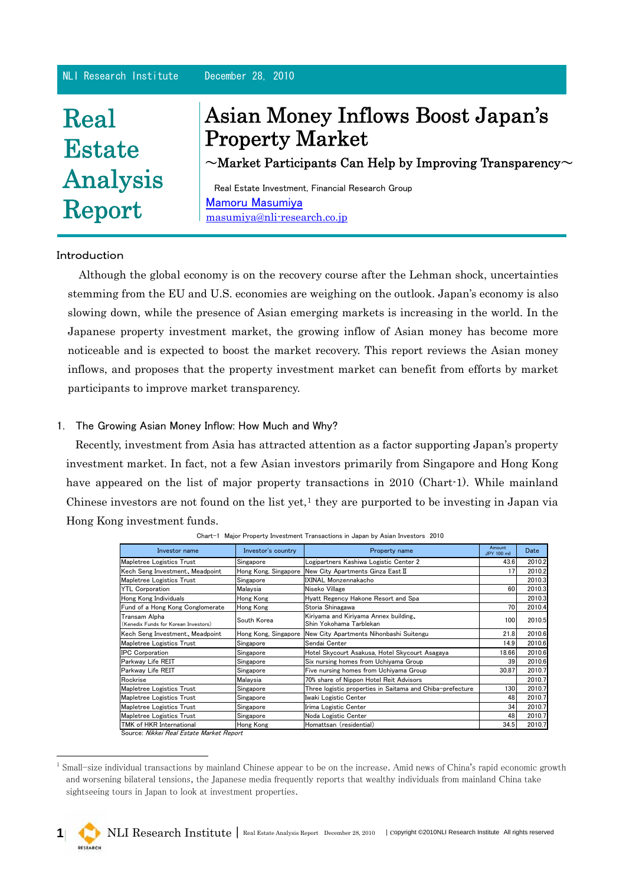# Real Estate Analysis Report

NLI Research Institute December 28, 2010

# Asian Money Inflows Boost Japan's Property Market

## ~Market Participants Can Help by Improving Transparency~

Real Estate Investment, Financial Research Group
Mamoru Masumiya
masumiya@nli-research.co.jp

### Introduction

Although the global economy is on the recovery course after the Lehman shock, uncertainties stemming from the EU and U.S. economies are weighing on the outlook. Japan's economy is also slowing down, while the presence of Asian emerging markets is increasing in the world. In the Japanese property investment market, the growing inflow of Asian money has become more noticeable and is expected to boost the market recovery. This report reviews the Asian money inflows, and proposes that the property investment market can benefit from efforts by market participants to improve market transparency.

### 1. The Growing Asian Money Inflow: How Much and Why?

Recently, investment from Asia has attracted attention as a factor supporting Japan's property investment market. In fact, not a few Asian investors primarily from Singapore and Hong Kong have appeared on the list of major property transactions in 2010 (Chart-1). While mainland Chinese investors are not found on the list yet,[1] they are purported to be investing in Japan via Hong Kong investment funds.

Chart-1 Major Property Investment Transactions in Japan by Asian Investors 2010

| Investor name | Investor's country | Property name | Amount JPY 100 mil | Date |
|---|---|---|---|---|
| Mapletree Logistics Trust | Singapore | Logipartners Kashiwa Logistic Center 2 | 43.6 | 2010.2 |
| Kech Seng Investment、Meadpoint | Hong Kong, Singapore | New City Apartments Ginza East II | 17 | 2010.2 |
| Mapletree Logistics Trust | Singapore | IXINAL Monzennakacho | | 2010.3 |
| YTL Corporation | Malaysia | Niseko Village | 60 | 2010.3 |
| Hong Kong Individuals | Hong Kong | Hyatt Regency Hakone Resort and Spa | | 2010.3 |
| Fund of a Hong Kong Conglomerate | Hong Kong | Storia Shinagawa | 70 | 2010.4 |
| Transam Alpha (Kenedix Funds for Korean Investors) | South Korea | Kiriyama and Kiriyama Annex building、Shin Yokohama Tarblekan | 100 | 2010.5 |
| Kech Seng Investment、Meadpoint | Hong Kong, Singapore | New City Apartments Nihonbashi Suitengu | 21.8 | 2010.6 |
| Mapletree Logistics Trust | Singapore | Sendai Center | 14.9 | 2010.6 |
| IPC Corporation | Singapore | Hotel Skycourt Asakusa, Hotel Skycourt Asagaya | 18.66 | 2010.6 |
| Parkway Life REIT | Singapore | Six nursing homes from Uchiyama Group | 39 | 2010.6 |
| Parkway Life REIT | Singapore | Five nursing homes from Uchiyama Group | 30.87 | 2010.7 |
| Rockrise | Malaysia | 70% share of Nippon Hotel Reit Advisors | | 2010.7 |
| Mapletree Logistics Trust | Singapore | Three logistic properties in Saitama and Chiba-prefecture | 130 | 2010.7 |
| Mapletree Logistics Trust | Singapore | Iwaki Logistic Center | 48 | 2010.7 |
| Mapletree Logistics Trust | Singapore | Irima Logistic Center | 34 | 2010.7 |
| Mapletree Logistics Trust | Singapore | Noda Logistic Center | 48 | 2010.7 |
| TMK of HKR International | Hong Kong | Homattsan (residential) | 34.5 | 2010.7 |

Source: *Nikkei Real Estate Market Report*

[1] Small-size individual transactions by mainland Chinese appear to be on the increase. Amid news of China's rapid economic growth and worsening bilateral tensions, the Japanese media frequently reports that wealthy individuals from mainland China take sightseeing tours in Japan to look at investment properties.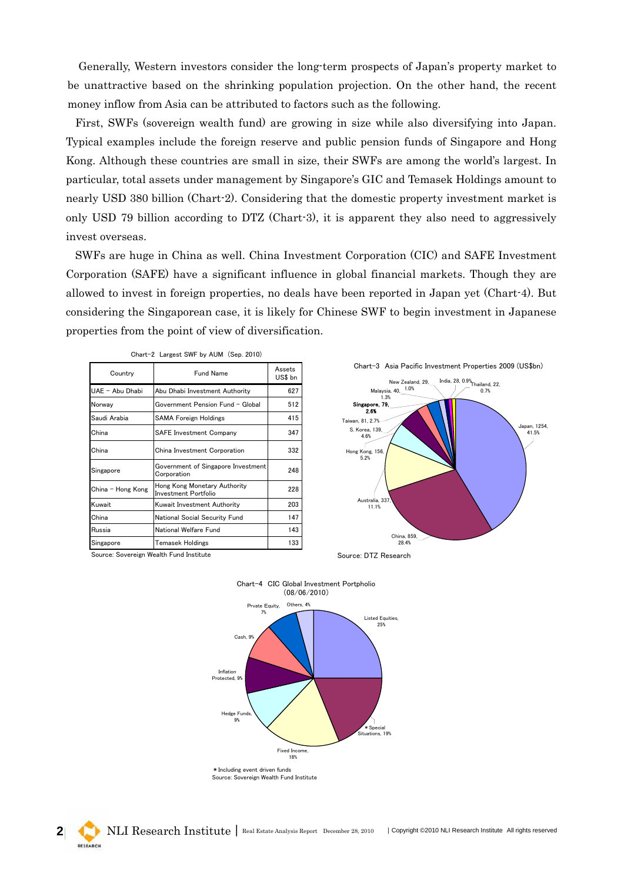Generally, Western investors consider the long-term prospects of Japan's property market to be unattractive based on the shrinking population projection. On the other hand, the recent money inflow from Asia can be attributed to factors such as the following.

First, SWFs (sovereign wealth fund) are growing in size while also diversifying into Japan. Typical examples include the foreign reserve and public pension funds of Singapore and Hong Kong. Although these countries are small in size, their SWFs are among the world's largest. In particular, total assets under management by Singapore's GIC and Temasek Holdings amount to nearly USD 380 billion (Chart-2). Considering that the domestic property investment market is only USD 79 billion according to DTZ (Chart-3), it is apparent they also need to aggressively invest overseas.

SWFs are huge in China as well. China Investment Corporation (CIC) and SAFE Investment Corporation (SAFE) have a significant influence in global financial markets. Though they are allowed to invest in foreign properties, no deals have been reported in Japan yet (Chart-4). But considering the Singaporean case, it is likely for Chinese SWF to begin investment in Japanese properties from the point of view of diversification.

Chart-2 Largest SWF by AUM (Sep. 2010)

| Country | Fund Name | Assets US$ bn |
|---|---|---|
| UAE – Abu Dhabi | Abu Dhabi Investment Authority | 627 |
| Norway | Government Pension Fund – Global | 512 |
| Saudi Arabia | SAMA Foreign Holdings | 415 |
| China | SAFE Investment Company | 347 |
| China | China Investment Corporation | 332 |
| Singapore | Government of Singapore Investment Corporation | 248 |
| China – Hong Kong | Hong Kong Monetary Authority Investment Portfolio | 228 |
| Kuwait | Kuwait Investment Authority | 203 |
| China | National Social Security Fund | 147 |
| Russia | National Welfare Fund | 143 |
| Singapore | Temasek Holdings | 133 |

Source: Sovereign Wealth Fund Institute

Chart-3 Asia Pacific Investment Properties 2009 (US$bn)

Japan, 1254, 41.5%; China, 859, 28.4%; Australia, 337, 11.1%; Hong Kong, 156, 5.2%; S. Korea, 139, 4.6%; Taiwan, 81, 2.7%; **Singapore, 79, 2.6%**; Malaysia, 40, 1.3%; New Zealand, 29, 1.0%; India, 28, 0.9%; Thailand, 22, 0.7%

Source: DTZ Research

Chart-4 CIC Global Investment Portpholio (08/06/2010)

Listed Equities, 25%; *Special Situations, 19%; Fixed Income, 18%; Hedge Funds, 9%; Inflation Protected, 9%; Cash, 9%; Prvate Equity, 7%; Others, 4%

*Including event driven funds
Source: Sovereign Wealth Fund Institute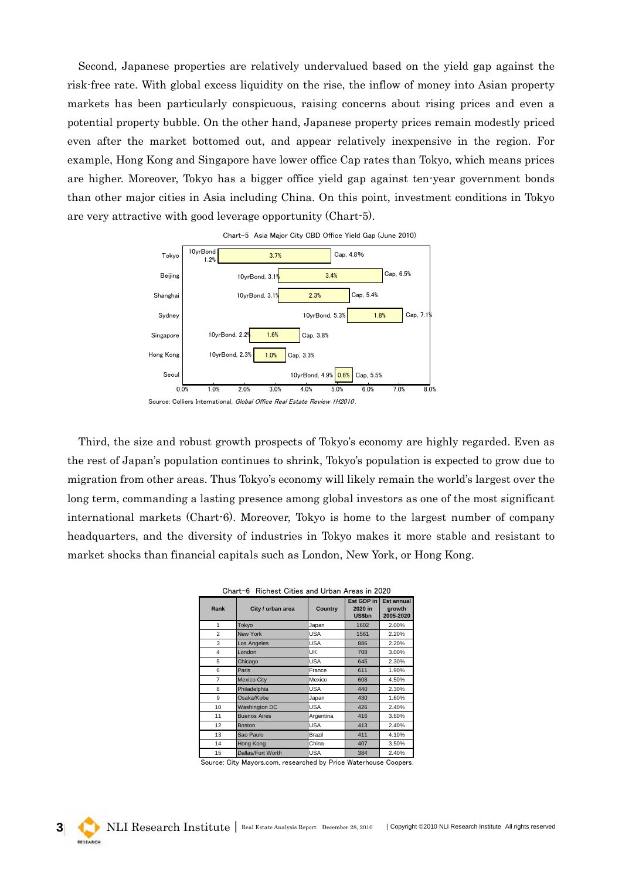Second, Japanese properties are relatively undervalued based on the yield gap against the risk-free rate. With global excess liquidity on the rise, the inflow of money into Asian property markets has been particularly conspicuous, raising concerns about rising prices and even a potential property bubble. On the other hand, Japanese property prices remain modestly priced even after the market bottomed out, and appear relatively inexpensive in the region. For example, Hong Kong and Singapore have lower office Cap rates than Tokyo, which means prices are higher. Moreover, Tokyo has a bigger office yield gap against ten-year government bonds than other major cities in Asia including China. On this point, investment conditions in Tokyo are very attractive with good leverage opportunity (Chart-5).

Chart-5 Asia Major City CBD Office Yield Gap (June 2010)

| City | 10yrBond | Yield Gap | Cap. |
|---|---|---|---|
| Tokyo | 1.2% | 3.7% | 4.8% |
| Beijing | 3.1% | 3.4% | 6.5% |
| Shanghai | 3.1% | 2.3% | 5.4% |
| Sydney | 5.3% | 1.8% | 7.1% |
| Singapore | 2.2% | 1.6% | 3.8% |
| Hong Kong | 2.3% | 1.0% | 3.3% |
| Seoul | 4.9% | 0.6% | 5.5% |

Source: Colliers International, *Global Office Real Estate Review 1H2010*.

Third, the size and robust growth prospects of Tokyo's economy are highly regarded. Even as the rest of Japan's population continues to shrink, Tokyo's population is expected to grow due to migration from other areas. Thus Tokyo's economy will likely remain the world's largest over the long term, commanding a lasting presence among global investors as one of the most significant international markets (Chart-6). Moreover, Tokyo is home to the largest number of company headquarters, and the diversity of industries in Tokyo makes it more stable and resistant to market shocks than financial capitals such as London, New York, or Hong Kong.

Chart-6 Richest Cities and Urban Areas in 2020

| Rank | City / urban area | Country | Est GDP in 2020 in US$bn | Est annual growth 2005-2020 |
|---|---|---|---|---|
| 1 | Tokyo | Japan | 1602 | 2.00% |
| 2 | New York | USA | 1561 | 2.20% |
| 3 | Los Angeles | USA | 886 | 2.20% |
| 4 | London | UK | 708 | 3.00% |
| 5 | Chicago | USA | 645 | 2.30% |
| 6 | Paris | France | 611 | 1.90% |
| 7 | Mexico City | Mexico | 608 | 4.50% |
| 8 | Philadelphia | USA | 440 | 2.30% |
| 9 | Osaka/Kobe | Japan | 430 | 1.60% |
| 10 | Washington DC | USA | 426 | 2.40% |
| 11 | Buenos Aires | Argentina | 416 | 3.60% |
| 12 | Boston | USA | 413 | 2.40% |
| 13 | Sao Paulo | Brazil | 411 | 4.10% |
| 14 | Hong Kong | China | 407 | 3.50% |
| 15 | Dallas/Fort Worth | USA | 384 | 2.40% |

Source: City Mayors.com, researched by Price Waterhouse Coopers.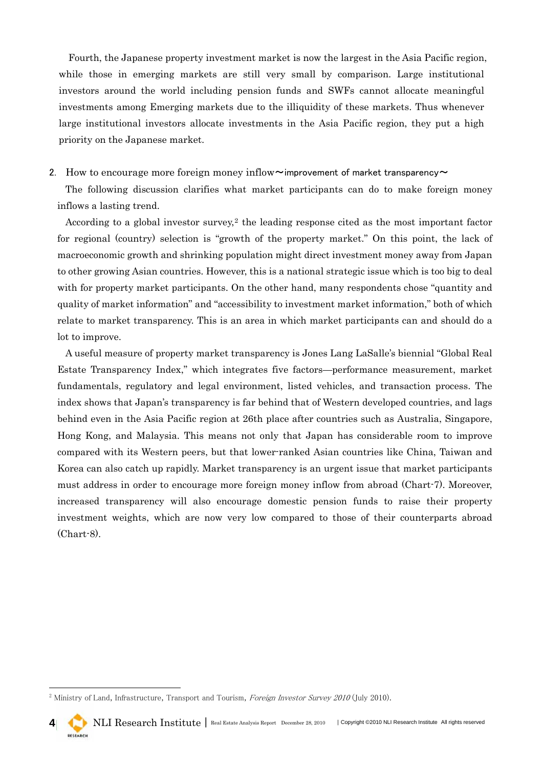Fourth, the Japanese property investment market is now the largest in the Asia Pacific region, while those in emerging markets are still very small by comparison. Large institutional investors around the world including pension funds and SWFs cannot allocate meaningful investments among Emerging markets due to the illiquidity of these markets. Thus whenever large institutional investors allocate investments in the Asia Pacific region, they put a high priority on the Japanese market.

## 2. How to encourage more foreign money inflow～improvement of market transparency～

The following discussion clarifies what market participants can do to make foreign money inflows a lasting trend.

According to a global investor survey,[2] the leading response cited as the most important factor for regional (country) selection is "growth of the property market." On this point, the lack of macroeconomic growth and shrinking population might direct investment money away from Japan to other growing Asian countries. However, this is a national strategic issue which is too big to deal with for property market participants. On the other hand, many respondents chose "quantity and quality of market information" and "accessibility to investment market information," both of which relate to market transparency. This is an area in which market participants can and should do a lot to improve.

A useful measure of property market transparency is Jones Lang LaSalle's biennial "Global Real Estate Transparency Index," which integrates five factors—performance measurement, market fundamentals, regulatory and legal environment, listed vehicles, and transaction process. The index shows that Japan's transparency is far behind that of Western developed countries, and lags behind even in the Asia Pacific region at 26th place after countries such as Australia, Singapore, Hong Kong, and Malaysia. This means not only that Japan has considerable room to improve compared with its Western peers, but that lower-ranked Asian countries like China, Taiwan and Korea can also catch up rapidly. Market transparency is an urgent issue that market participants must address in order to encourage more foreign money inflow from abroad (Chart-7). Moreover, increased transparency will also encourage domestic pension funds to raise their property investment weights, which are now very low compared to those of their counterparts abroad (Chart-8).

---

[2] Ministry of Land, Infrastructure, Transport and Tourism, *Foreign Investor Survey 2010* (July 2010).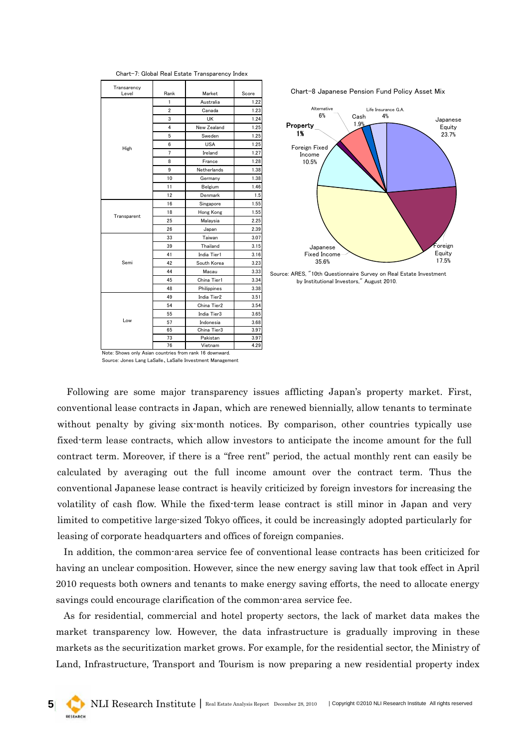Chart-7: Global Real Estate Transparency Index

| Transarency Level | Rank | Market | Score |
|---|---|---|---|
| High | 1 | Australia | 1.22 |
| | 2 | Canada | 1.23 |
| | 3 | UK | 1.24 |
| | 4 | New Zealand | 1.25 |
| | 5 | Sweden | 1.25 |
| | 6 | USA | 1.25 |
| | 7 | Ireland | 1.27 |
| | 8 | France | 1.28 |
| | 9 | Netherlands | 1.38 |
| | 10 | Germany | 1.38 |
| | 11 | Belgium | 1.46 |
| | 12 | Denmark | 1.5 |
| Transparent | 16 | Singapore | 1.55 |
| | 18 | Hong Kong | 1.55 |
| | 25 | Malaysia | 2.25 |
| | 26 | Japan | 2.39 |
| Semi | 33 | Taiwan | 3.07 |
| | 39 | Thailand | 3.15 |
| | 41 | India Tier1 | 3.16 |
| | 42 | South Korea | 3.23 |
| | 44 | Macau | 3.33 |
| | 45 | China Tier1 | 3.34 |
| | 48 | Philippines | 3.38 |
| Low | 49 | India Tier2 | 3.51 |
| | 54 | China Tier2 | 3.54 |
| | 55 | India Tier3 | 3.65 |
| | 57 | Indonesia | 3.68 |
| | 65 | China Tier3 | 3.97 |
| | 73 | Pakistan | 3.97 |
| | 76 | Vietnam | 4.29 |

Note: Shows only Asian countries from rank 16 downward.
Source: Jones Lang LaSalle、LaSalle Investment Management

Chart-8 Japanese Pension Fund Policy Asset Mix

| Asset | Share |
|---|---|
| Japanese Equity | 23.7% |
| Foreign Equity | 17.5% |
| Japanese Fixed Income | 35.6% |
| Foreign Fixed Income | 10.5% |
| Property | 1% |
| Alternative | 6% |
| Cash | 1.9% |
| Life Insurance G.A. | 4% |

Source: ARES, "10th Questionnaire Survey on Real Estate Investment by Institutional Investors," August 2010.

Following are some major transparency issues afflicting Japan's property market. First, conventional lease contracts in Japan, which are renewed biennially, allow tenants to terminate without penalty by giving six-month notices. By comparison, other countries typically use fixed-term lease contracts, which allow investors to anticipate the income amount for the full contract term. Moreover, if there is a "free rent" period, the actual monthly rent can easily be calculated by averaging out the full income amount over the contract term. Thus the conventional Japanese lease contract is heavily criticized by foreign investors for increasing the volatility of cash flow. While the fixed-term lease contract is still minor in Japan and very limited to competitive large-sized Tokyo offices, it could be increasingly adopted particularly for leasing of corporate headquarters and offices of foreign companies.

In addition, the common-area service fee of conventional lease contracts has been criticized for having an unclear composition. However, since the new energy saving law that took effect in April 2010 requests both owners and tenants to make energy saving efforts, the need to allocate energy savings could encourage clarification of the common-area service fee.

As for residential, commercial and hotel property sectors, the lack of market data makes the market transparency low. However, the data infrastructure is gradually improving in these markets as the securitization market grows. For example, for the residential sector, the Ministry of Land, Infrastructure, Transport and Tourism is now preparing a new residential property index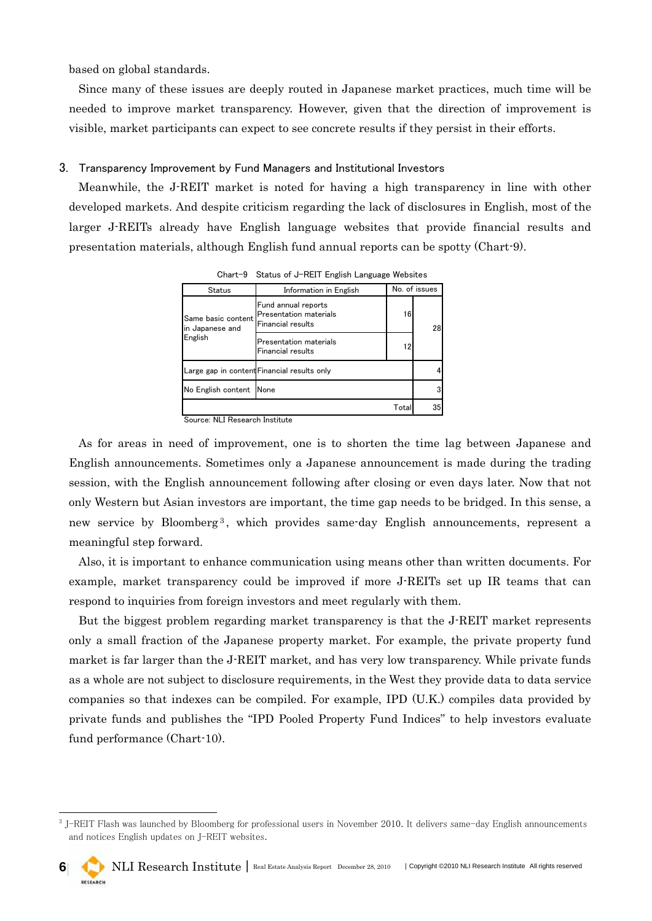based on global standards.

Since many of these issues are deeply routed in Japanese market practices, much time will be needed to improve market transparency. However, given that the direction of improvement is visible, market participants can expect to see concrete results if they persist in their efforts.

### 3. Transparency Improvement by Fund Managers and Institutional Investors

Meanwhile, the J-REIT market is noted for having a high transparency in line with other developed markets. And despite criticism regarding the lack of disclosures in English, most of the larger J-REITs already have English language websites that provide financial results and presentation materials, although English fund annual reports can be spotty (Chart-9).

Chart–9 Status of J–REIT English Language Websites

| Status | Information in English | No. of issues | |
|---|---|---|---|
| Same basic content in Japanese and English | Fund annual reports<br>Presentation materials<br>Financial results | 16 | 28 |
| | Presentation materials<br>Financial results | 12 | |
| Large gap in content | Financial results only | | 4 |
| No English content | None | | 3 |
| | | Total | 35 |

Source: NLI Research Institute

As for areas in need of improvement, one is to shorten the time lag between Japanese and English announcements. Sometimes only a Japanese announcement is made during the trading session, with the English announcement following after closing or even days later. Now that not only Western but Asian investors are important, the time gap needs to be bridged. In this sense, a new service by Bloomberg[3], which provides same-day English announcements, represent a meaningful step forward.

Also, it is important to enhance communication using means other than written documents. For example, market transparency could be improved if more J-REITs set up IR teams that can respond to inquiries from foreign investors and meet regularly with them.

But the biggest problem regarding market transparency is that the J-REIT market represents only a small fraction of the Japanese property market. For example, the private property fund market is far larger than the J-REIT market, and has very low transparency. While private funds as a whole are not subject to disclosure requirements, in the West they provide data to data service companies so that indexes can be compiled. For example, IPD (U.K.) compiles data provided by private funds and publishes the "IPD Pooled Property Fund Indices" to help investors evaluate fund performance (Chart-10).

---

[3] J–REIT Flash was launched by Bloomberg for professional users in November 2010. It delivers same–day English announcements and notices English updates on J–REIT websites.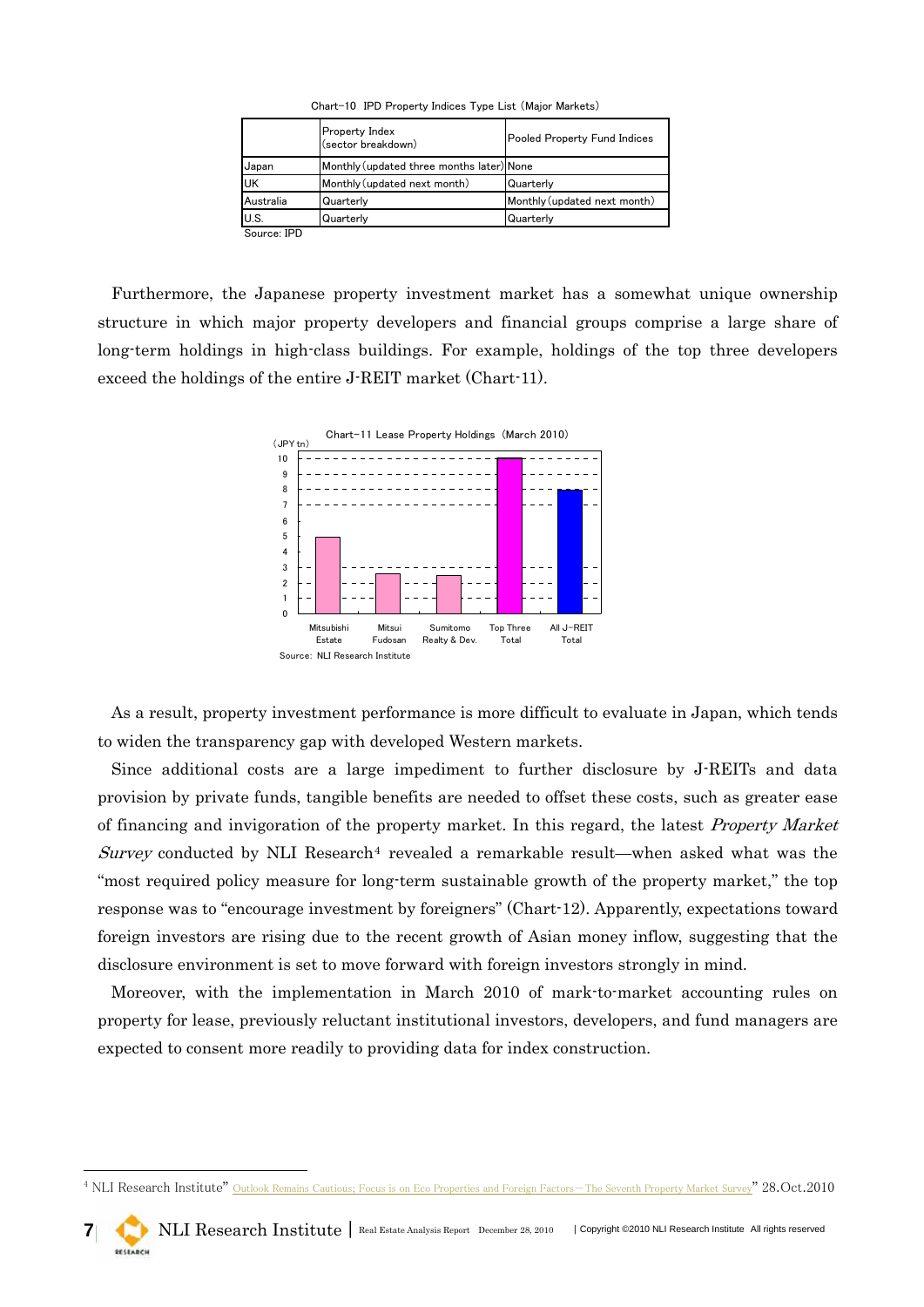Chart-10 IPD Property Indices Type List (Major Markets)

| | Property Index (sector breakdown) | Pooled Property Fund Indices |
|---|---|---|
| Japan | Monthly (updated three months later) | None |
| UK | Monthly (updated next month) | Quarterly |
| Australia | Quarterly | Monthly (updated next month) |
| U.S. | Quarterly | Quarterly |

Source: IPD

Furthermore, the Japanese property investment market has a somewhat unique ownership structure in which major property developers and financial groups comprise a large share of long-term holdings in high-class buildings. For example, holdings of the top three developers exceed the holdings of the entire J-REIT market (Chart-11).

Chart-11 Lease Property Holdings (March 2010)

(JPY tn)

| | Mitsubishi Estate | Mitsui Fudosan | Sumitomo Realty & Dev. | Top Three Total | All J-REIT Total |
|---|---|---|---|---|---|

Source: NLI Research Institute

As a result, property investment performance is more difficult to evaluate in Japan, which tends to widen the transparency gap with developed Western markets.

Since additional costs are a large impediment to further disclosure by J-REITs and data provision by private funds, tangible benefits are needed to offset these costs, such as greater ease of financing and invigoration of the property market. In this regard, the latest *Property Market Survey* conducted by NLI Research[4] revealed a remarkable result—when asked what was the "most required policy measure for long-term sustainable growth of the property market," the top response was to "encourage investment by foreigners" (Chart-12). Apparently, expectations toward foreign investors are rising due to the recent growth of Asian money inflow, suggesting that the disclosure environment is set to move forward with foreign investors strongly in mind.

Moreover, with the implementation in March 2010 of mark-to-market accounting rules on property for lease, previously reluctant institutional investors, developers, and fund managers are expected to consent more readily to providing data for index construction.

[4] NLI Research Institute" Outlook Remains Cautious; Focus is on Eco Properties and Foreign Factors—The Seventh Property Market Survey" 28.Oct.2010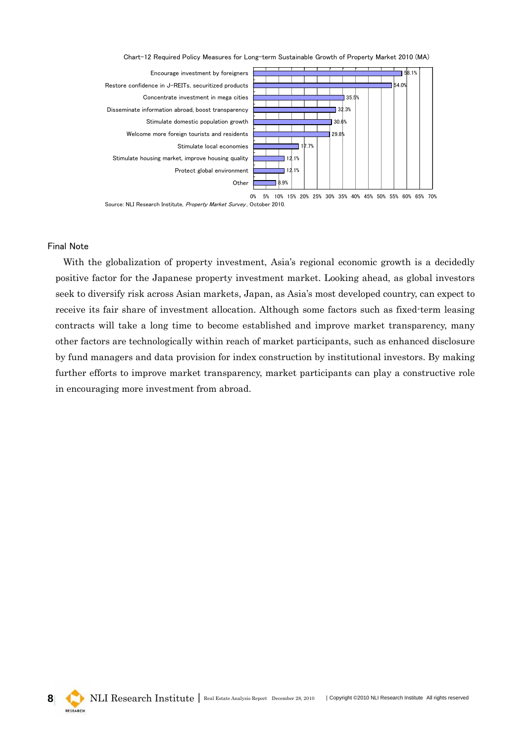Chart-12 Required Policy Measures for Long-term Sustainable Growth of Property Market 2010 (MA)

Encourage investment by foreigners 58.1%
Restore confidence in J-REITs, securitized products 54.0%
Concentrate investment in mega cities 35.5%
Disseminate information abroad, boost transparency 32.3%
Stimulate domestic population growth 30.6%
Welcome more foreign tourists and residents 29.8%
Stimulate local economies 17.7%
Stimulate housing market, improve housing quality 12.1%
Protect global environment 12.1%
Other 8.9%

0% 5% 10% 15% 20% 25% 30% 35% 40% 45% 50% 55% 60% 65% 70%

Source: NLI Research Institute, *Property Market Survey*, October 2010.

## Final Note

With the globalization of property investment, Asia's regional economic growth is a decidedly positive factor for the Japanese property investment market. Looking ahead, as global investors seek to diversify risk across Asian markets, Japan, as Asia's most developed country, can expect to receive its fair share of investment allocation. Although some factors such as fixed-term leasing contracts will take a long time to become established and improve market transparency, many other factors are technologically within reach of market participants, such as enhanced disclosure by fund managers and data provision for index construction by institutional investors. By making further efforts to improve market transparency, market participants can play a constructive role in encouraging more investment from abroad.